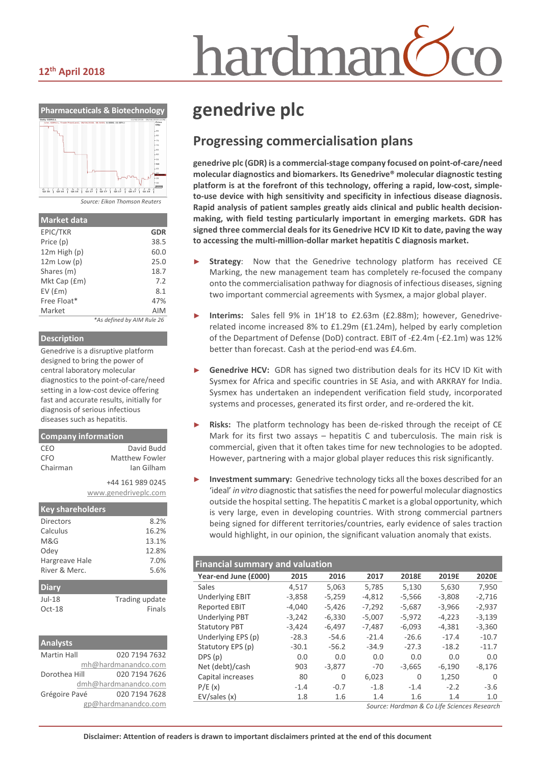12th April 2018

# genedrive plc

## Progressing commercialisation plans

**genedrive plc (GDR) is a commercial-stage company focused on point-of-care/need molecular diagnostics and biomarkers. Its Genedrive® molecular diagnostic testing platform is at the forefront of this technology, offering a rapid, low-cost, simple-to-use device with high sensitivity and specificity in infectious disease diagnosis. Rapid analysis of patient samples greatly aids clinical and public health decision-making, with field testing particularly important in emerging markets. GDR has signed three commercial deals for its Genedrive HCV ID Kit to date, paving the way to accessing the multi-million-dollar market hepatitis C diagnosis market.**

- **Strategy**: Now that the Genedrive technology platform has received CE Marking, the new management team has completely re-focused the company onto the commercialisation pathway for diagnosis of infectious diseases, signing two important commercial agreements with Sysmex, a major global player.
- **Interims:** Sales fell 9% in 1H'18 to £2.63m (£2.88m); however, Genedrive-related income increased 8% to £1.29m (£1.24m), helped by early completion of the Department of Defense (DoD) contract. EBIT of -£2.4m (-£2.1m) was 12% better than forecast. Cash at the period-end was £4.6m.
- **Genedrive HCV:** GDR has signed two distribution deals for its HCV ID Kit with Sysmex for Africa and specific countries in SE Asia, and with ARKRAY for India. Sysmex has undertaken an independent verification field study, incorporated systems and processes, generated its first order, and re-ordered the kit.
- **Risks:** The platform technology has been de-risked through the receipt of CE Mark for its first two assays – hepatitis C and tuberculosis. The main risk is commercial, given that it often takes time for new technologies to be adopted. However, partnering with a major global player reduces this risk significantly.
- **Investment summary:** Genedrive technology ticks all the boxes described for an 'ideal' *in vitro* diagnostic that satisfies the need for powerful molecular diagnostics outside the hospital setting. The hepatitis C market is a global opportunity, which is very large, even in developing countries. With strong commercial partners being signed for different territories/countries, early evidence of sales traction would highlight, in our opinion, the significant valuation anomaly that exists.

### Financial summary and valuation

| Year-end June (£000) | 2015 | 2016 | 2017 | 2018E | 2019E | 2020E |
|---|---|---|---|---|---|---|
| Sales | 4,517 | 5,063 | 5,785 | 5,130 | 5,630 | 7,950 |
| Underlying EBIT | -3,858 | -5,259 | -4,812 | -5,566 | -3,808 | -2,716 |
| Reported EBIT | -4,040 | -5,426 | -7,292 | -5,687 | -3,966 | -2,937 |
| Underlying PBT | -3,242 | -6,330 | -5,007 | -5,972 | -4,223 | -3,139 |
| Statutory PBT | -3,424 | -6,497 | -7,487 | -6,093 | -4,381 | -3,360 |
| Underlying EPS (p) | -28.3 | -54.6 | -21.4 | -26.6 | -17.4 | -10.7 |
| Statutory EPS (p) | -30.1 | -56.2 | -34.9 | -27.3 | -18.2 | -11.7 |
| DPS (p) | 0.0 | 0.0 | 0.0 | 0.0 | 0.0 | 0.0 |
| Net (debt)/cash | 903 | -3,877 | -70 | -3,665 | -6,190 | -8,176 |
| Capital increases | 80 | 0 | 6,023 | 0 | 1,250 | 0 |
| P/E (x) | -1.4 | -0.7 | -1.8 | -1.4 | -2.2 | -3.6 |
| EV/sales (x) | 1.8 | 1.6 | 1.4 | 1.6 | 1.4 | 1.0 |

Source: Hardman & Co Life Sciences Research

**Pharmaceuticals & Biotechnology**

Source: Eikon Thomson Reuters

### Market data

| | |
|---|---|
| EPIC/TKR | GDR |
| Price (p) | 38.5 |
| 12m High (p) | 60.0 |
| 12m Low (p) | 25.0 |
| Shares (m) | 18.7 |
| Mkt Cap (£m) | 7.2 |
| EV (£m) | 8.1 |
| Free Float* | 47% |
| Market | AIM |

*As defined by AIM Rule 26

### Description

Genedrive is a disruptive platform designed to bring the power of central laboratory molecular diagnostics to the point-of-care/need setting in a low-cost device offering fast and accurate results, initially for diagnosis of serious infectious diseases such as hepatitis.

### Company information

| | |
|---|---|
| CEO | David Budd |
| CFO | Matthew Fowler |
| Chairman | Ian Gilham |

+44 161 989 0245
www.genedriveplc.com

### Key shareholders

| | |
|---|---|
| Directors | 8.2% |
| Calculus | 16.2% |
| M&G | 13.1% |
| Odey | 12.8% |
| Hargreave Hale | 7.0% |
| River & Merc. | 5.6% |

### Diary

| | |
|---|---|
| Jul-18 | Trading update |
| Oct-18 | Finals |

### Analysts

| | |
|---|---|
| Martin Hall | 020 7194 7632 |
| | mh@hardmanandco.com |
| Dorothea Hill | 020 7194 7626 |
| | dmh@hardmanandco.com |
| Grégoire Pavé | 020 7194 7628 |
| | gp@hardmanandco.com |

**Disclaimer: Attention of readers is drawn to important disclaimers printed at the end of this document**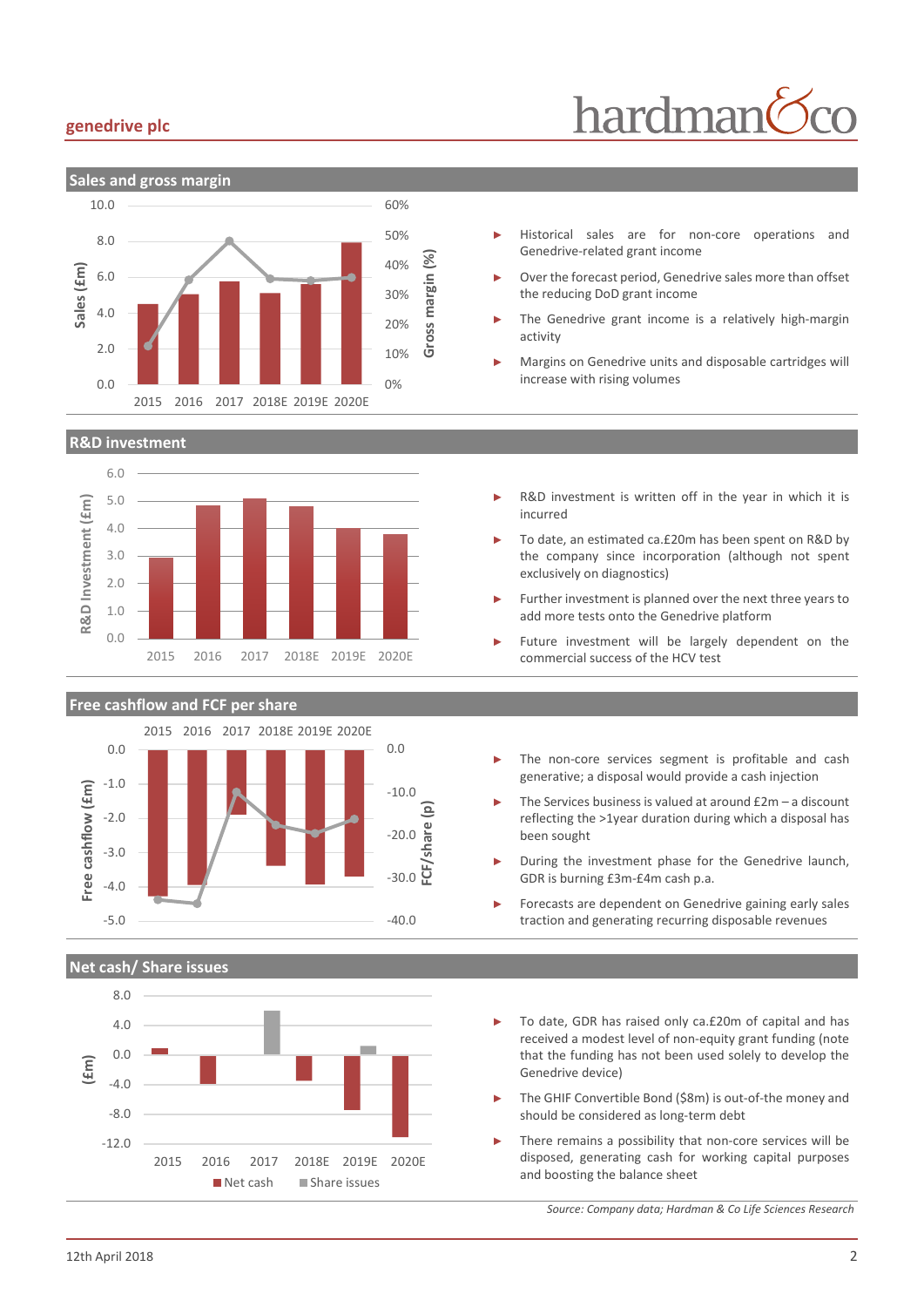## Sales and gross margin

- Historical sales are for non-core operations and Genedrive-related grant income
- Over the forecast period, Genedrive sales more than offset the reducing DoD grant income
- The Genedrive grant income is a relatively high-margin activity
- Margins on Genedrive units and disposable cartridges will increase with rising volumes

## R&D investment

- R&D investment is written off in the year in which it is incurred
- To date, an estimated ca.£20m has been spent on R&D by the company since incorporation (although not spent exclusively on diagnostics)
- Further investment is planned over the next three years to add more tests onto the Genedrive platform
- Future investment will be largely dependent on the commercial success of the HCV test

## Free cashflow and FCF per share

- The non-core services segment is profitable and cash generative; a disposal would provide a cash injection
- The Services business is valued at around £2m – a discount reflecting the >1year duration during which a disposal has been sought
- During the investment phase for the Genedrive launch, GDR is burning £3m-£4m cash p.a.
- Forecasts are dependent on Genedrive gaining early sales traction and generating recurring disposable revenues

## Net cash/ Share issues

- To date, GDR has raised only ca.£20m of capital and has received a modest level of non-equity grant funding (note that the funding has not been used solely to develop the Genedrive device)
- The GHIF Convertible Bond ($8m) is out-of-the money and should be considered as long-term debt
- There remains a possibility that non-core services will be disposed, generating cash for working capital purposes and boosting the balance sheet

*Source: Company data; Hardman & Co Life Sciences Research*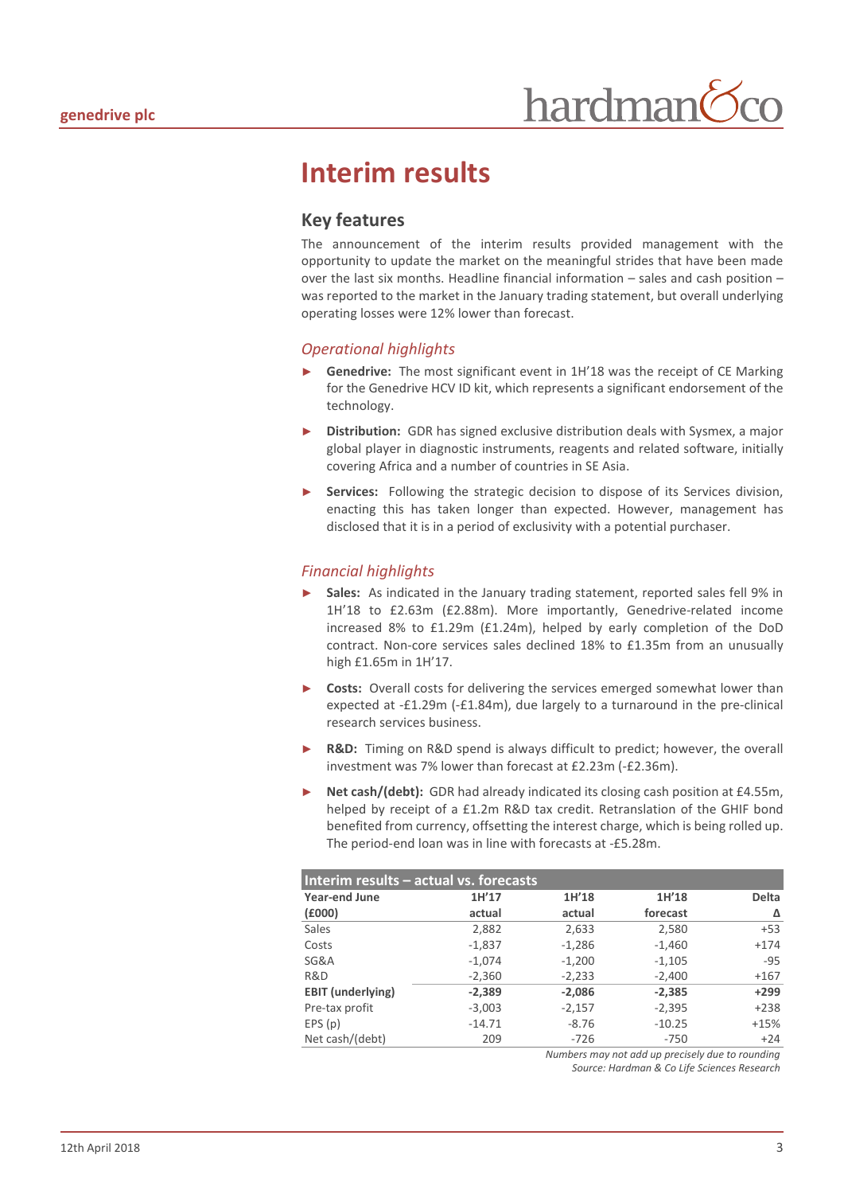# Interim results

## Key features

The announcement of the interim results provided management with the opportunity to update the market on the meaningful strides that have been made over the last six months. Headline financial information – sales and cash position – was reported to the market in the January trading statement, but overall underlying operating losses were 12% lower than forecast.

### *Operational highlights*

- **Genedrive:** The most significant event in 1H'18 was the receipt of CE Marking for the Genedrive HCV ID kit, which represents a significant endorsement of the technology.
- **Distribution:** GDR has signed exclusive distribution deals with Sysmex, a major global player in diagnostic instruments, reagents and related software, initially covering Africa and a number of countries in SE Asia.
- **Services:** Following the strategic decision to dispose of its Services division, enacting this has taken longer than expected. However, management has disclosed that it is in a period of exclusivity with a potential purchaser.

### *Financial highlights*

- **Sales:** As indicated in the January trading statement, reported sales fell 9% in 1H'18 to £2.63m (£2.88m). More importantly, Genedrive-related income increased 8% to £1.29m (£1.24m), helped by early completion of the DoD contract. Non-core services sales declined 18% to £1.35m from an unusually high £1.65m in 1H'17.
- **Costs:** Overall costs for delivering the services emerged somewhat lower than expected at -£1.29m (-£1.84m), due largely to a turnaround in the pre-clinical research services business.
- **R&D:** Timing on R&D spend is always difficult to predict; however, the overall investment was 7% lower than forecast at £2.23m (-£2.36m).
- **Net cash/(debt):** GDR had already indicated its closing cash position at £4.55m, helped by receipt of a £1.2m R&D tax credit. Retranslation of the GHIF bond benefited from currency, offsetting the interest charge, which is being rolled up. The period-end loan was in line with forecasts at -£5.28m.

**Interim results – actual vs. forecasts**

| Year-end June (£000) | 1H'17 actual | 1H'18 actual | 1H'18 forecast | Delta Δ |
|---|---|---|---|---|
| Sales | 2,882 | 2,633 | 2,580 | +53 |
| Costs | -1,837 | -1,286 | -1,460 | +174 |
| SG&A | -1,074 | -1,200 | -1,105 | -95 |
| R&D | -2,360 | -2,233 | -2,400 | +167 |
| **EBIT (underlying)** | **-2,389** | **-2,086** | **-2,385** | **+299** |
| Pre-tax profit | -3,003 | -2,157 | -2,395 | +238 |
| EPS (p) | -14.71 | -8.76 | -10.25 | +15% |
| Net cash/(debt) | 209 | -726 | -750 | +24 |

*Numbers may not add up precisely due to rounding*
*Source: Hardman & Co Life Sciences Research*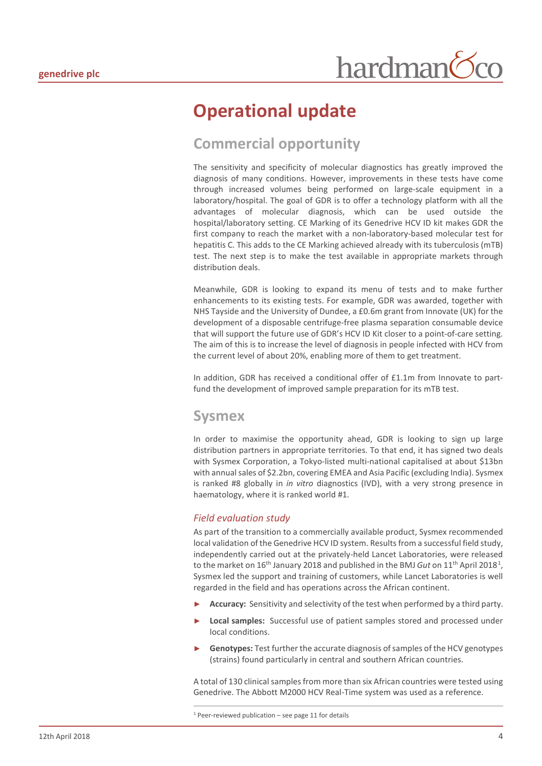# Operational update

## Commercial opportunity

The sensitivity and specificity of molecular diagnostics has greatly improved the diagnosis of many conditions. However, improvements in these tests have come through increased volumes being performed on large-scale equipment in a laboratory/hospital. The goal of GDR is to offer a technology platform with all the advantages of molecular diagnosis, which can be used outside the hospital/laboratory setting. CE Marking of its Genedrive HCV ID kit makes GDR the first company to reach the market with a non-laboratory-based molecular test for hepatitis C. This adds to the CE Marking achieved already with its tuberculosis (mTB) test. The next step is to make the test available in appropriate markets through distribution deals.

Meanwhile, GDR is looking to expand its menu of tests and to make further enhancements to its existing tests. For example, GDR was awarded, together with NHS Tayside and the University of Dundee, a £0.6m grant from Innovate (UK) for the development of a disposable centrifuge-free plasma separation consumable device that will support the future use of GDR's HCV ID Kit closer to a point-of-care setting. The aim of this is to increase the level of diagnosis in people infected with HCV from the current level of about 20%, enabling more of them to get treatment.

In addition, GDR has received a conditional offer of £1.1m from Innovate to part-fund the development of improved sample preparation for its mTB test.

## Sysmex

In order to maximise the opportunity ahead, GDR is looking to sign up large distribution partners in appropriate territories. To that end, it has signed two deals with Sysmex Corporation, a Tokyo-listed multi-national capitalised at about $13bn with annual sales of $2.2bn, covering EMEA and Asia Pacific (excluding India). Sysmex is ranked #8 globally in *in vitro* diagnostics (IVD), with a very strong presence in haematology, where it is ranked world #1.

### *Field evaluation study*

As part of the transition to a commercially available product, Sysmex recommended local validation of the Genedrive HCV ID system. Results from a successful field study, independently carried out at the privately-held Lancet Laboratories, were released to the market on 16th January 2018 and published in the BMJ *Gut* on 11th April 2018[1], Sysmex led the support and training of customers, while Lancet Laboratories is well regarded in the field and has operations across the African continent.

- **Accuracy:** Sensitivity and selectivity of the test when performed by a third party.
- **Local samples:** Successful use of patient samples stored and processed under local conditions.
- **Genotypes:** Test further the accurate diagnosis of samples of the HCV genotypes (strains) found particularly in central and southern African countries.

A total of 130 clinical samples from more than six African countries were tested using Genedrive. The Abbott M2000 HCV Real-Time system was used as a reference.

[1] Peer-reviewed publication – see page 11 for details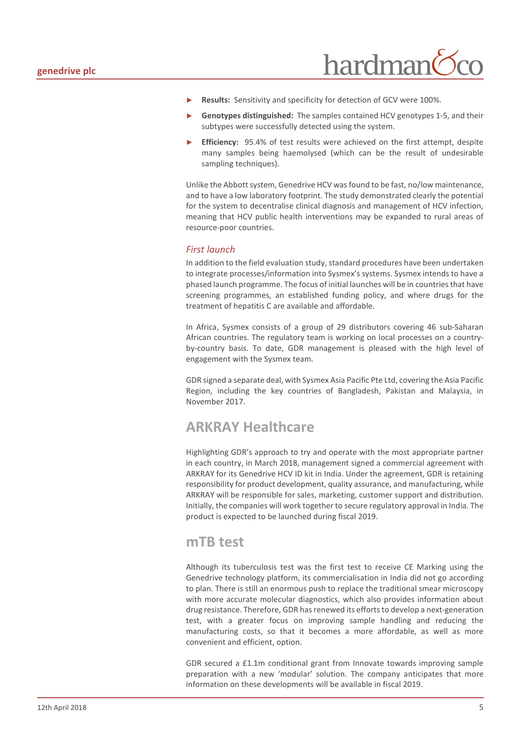- **Results:** Sensitivity and specificity for detection of GCV were 100%.
- **Genotypes distinguished:** The samples contained HCV genotypes 1-5, and their subtypes were successfully detected using the system.
- **Efficiency:** 95.4% of test results were achieved on the first attempt, despite many samples being haemolysed (which can be the result of undesirable sampling techniques).

Unlike the Abbott system, Genedrive HCV was found to be fast, no/low maintenance, and to have a low laboratory footprint. The study demonstrated clearly the potential for the system to decentralise clinical diagnosis and management of HCV infection, meaning that HCV public health interventions may be expanded to rural areas of resource-poor countries.

### *First launch*

In addition to the field evaluation study, standard procedures have been undertaken to integrate processes/information into Sysmex's systems. Sysmex intends to have a phased launch programme. The focus of initial launches will be in countries that have screening programmes, an established funding policy, and where drugs for the treatment of hepatitis C are available and affordable.

In Africa, Sysmex consists of a group of 29 distributors covering 46 sub-Saharan African countries. The regulatory team is working on local processes on a country-by-country basis. To date, GDR management is pleased with the high level of engagement with the Sysmex team.

GDR signed a separate deal, with Sysmex Asia Pacific Pte Ltd, covering the Asia Pacific Region, including the key countries of Bangladesh, Pakistan and Malaysia, in November 2017.

## ARKRAY Healthcare

Highlighting GDR's approach to try and operate with the most appropriate partner in each country, in March 2018, management signed a commercial agreement with ARKRAY for its Genedrive HCV ID kit in India. Under the agreement, GDR is retaining responsibility for product development, quality assurance, and manufacturing, while ARKRAY will be responsible for sales, marketing, customer support and distribution. Initially, the companies will work together to secure regulatory approval in India. The product is expected to be launched during fiscal 2019.

## mTB test

Although its tuberculosis test was the first test to receive CE Marking using the Genedrive technology platform, its commercialisation in India did not go according to plan. There is still an enormous push to replace the traditional smear microscopy with more accurate molecular diagnostics, which also provides information about drug resistance. Therefore, GDR has renewed its efforts to develop a next-generation test, with a greater focus on improving sample handling and reducing the manufacturing costs, so that it becomes a more affordable, as well as more convenient and efficient, option.

GDR secured a £1.1m conditional grant from Innovate towards improving sample preparation with a new 'modular' solution. The company anticipates that more information on these developments will be available in fiscal 2019.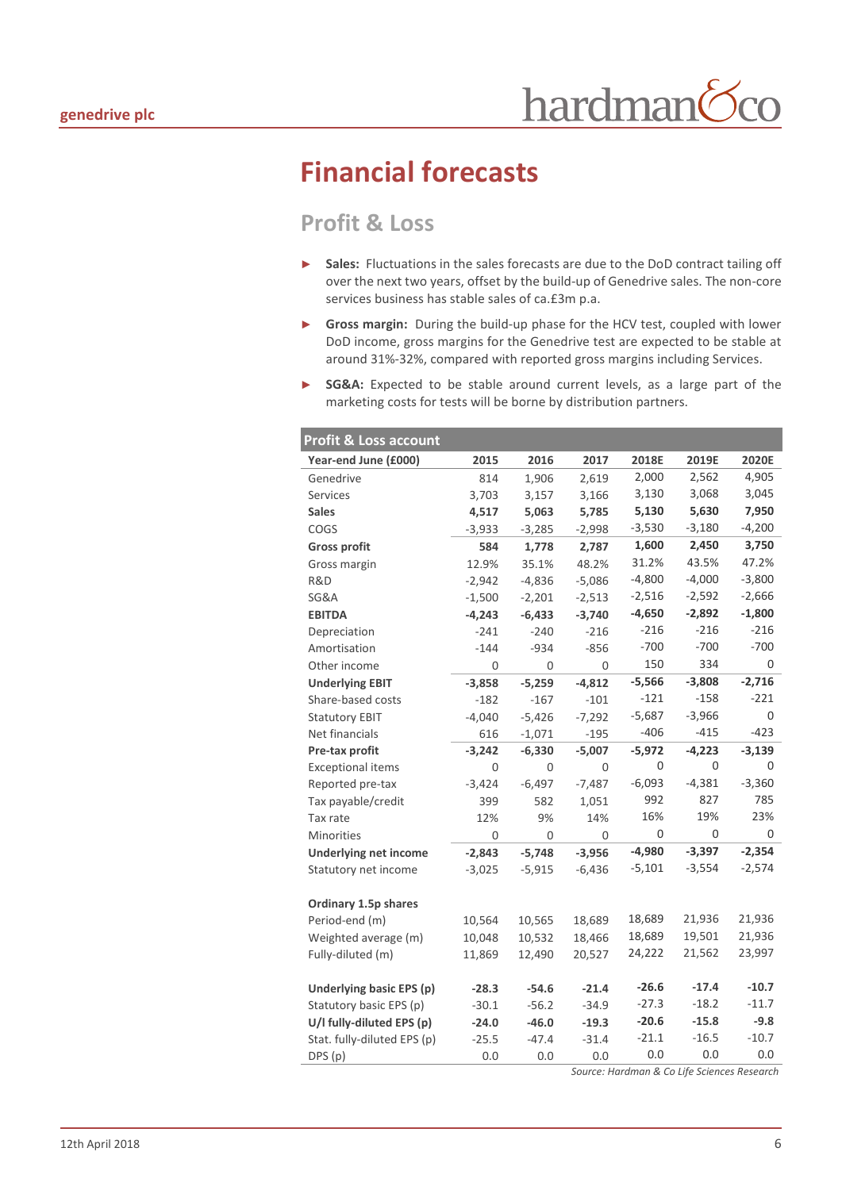# Financial forecasts

## Profit & Loss

- **Sales:** Fluctuations in the sales forecasts are due to the DoD contract tailing off over the next two years, offset by the build-up of Genedrive sales. The non-core services business has stable sales of ca.£3m p.a.
- **Gross margin:** During the build-up phase for the HCV test, coupled with lower DoD income, gross margins for the Genedrive test are expected to be stable at around 31%-32%, compared with reported gross margins including Services.
- **SG&A:** Expected to be stable around current levels, as a large part of the marketing costs for tests will be borne by distribution partners.

| Profit & Loss account | | | | | | |
|---|---|---|---|---|---|---|
| **Year-end June (£000)** | **2015** | **2016** | **2017** | **2018E** | **2019E** | **2020E** |
| Genedrive | 814 | 1,906 | 2,619 | 2,000 | 2,562 | 4,905 |
| Services | 3,703 | 3,157 | 3,166 | 3,130 | 3,068 | 3,045 |
| **Sales** | **4,517** | **5,063** | **5,785** | **5,130** | **5,630** | **7,950** |
| COGS | -3,933 | -3,285 | -2,998 | -3,530 | -3,180 | -4,200 |
| **Gross profit** | **584** | **1,778** | **2,787** | **1,600** | **2,450** | **3,750** |
| Gross margin | 12.9% | 35.1% | 48.2% | 31.2% | 43.5% | 47.2% |
| R&D | -2,942 | -4,836 | -5,086 | -4,800 | -4,000 | -3,800 |
| SG&A | -1,500 | -2,201 | -2,513 | -2,516 | -2,592 | -2,666 |
| **EBITDA** | **-4,243** | **-6,433** | **-3,740** | **-4,650** | **-2,892** | **-1,800** |
| Depreciation | -241 | -240 | -216 | -216 | -216 | -216 |
| Amortisation | -144 | -934 | -856 | -700 | -700 | -700 |
| Other income | 0 | 0 | 0 | 150 | 334 | 0 |
| **Underlying EBIT** | **-3,858** | **-5,259** | **-4,812** | **-5,566** | **-3,808** | **-2,716** |
| Share-based costs | -182 | -167 | -101 | -121 | -158 | -221 |
| Statutory EBIT | -4,040 | -5,426 | -7,292 | -5,687 | -3,966 | 0 |
| Net financials | 616 | -1,071 | -195 | -406 | -415 | -423 |
| **Pre-tax profit** | **-3,242** | **-6,330** | **-5,007** | **-5,972** | **-4,223** | **-3,139** |
| Exceptional items | 0 | 0 | 0 | 0 | 0 | 0 |
| Reported pre-tax | -3,424 | -6,497 | -7,487 | -6,093 | -4,381 | -3,360 |
| Tax payable/credit | 399 | 582 | 1,051 | 992 | 827 | 785 |
| Tax rate | 12% | 9% | 14% | 16% | 19% | 23% |
| Minorities | 0 | 0 | 0 | 0 | 0 | 0 |
| **Underlying net income** | **-2,843** | **-5,748** | **-3,956** | **-4,980** | **-3,397** | **-2,354** |
| Statutory net income | -3,025 | -5,915 | -6,436 | -5,101 | -3,554 | -2,574 |
| | | | | | | |
| **Ordinary 1.5p shares** | | | | | | |
| Period-end (m) | 10,564 | 10,565 | 18,689 | 18,689 | 21,936 | 21,936 |
| Weighted average (m) | 10,048 | 10,532 | 18,466 | 18,689 | 19,501 | 21,936 |
| Fully-diluted (m) | 11,869 | 12,490 | 20,527 | 24,222 | 21,562 | 23,997 |
| | | | | | | |
| **Underlying basic EPS (p)** | **-28.3** | **-54.6** | **-21.4** | **-26.6** | **-17.4** | **-10.7** |
| Statutory basic EPS (p) | -30.1 | -56.2 | -34.9 | -27.3 | -18.2 | -11.7 |
| **U/l fully-diluted EPS (p)** | **-24.0** | **-46.0** | **-19.3** | **-20.6** | **-15.8** | **-9.8** |
| Stat. fully-diluted EPS (p) | -25.5 | -47.4 | -31.4 | -21.1 | -16.5 | -10.7 |
| DPS (p) | 0.0 | 0.0 | 0.0 | 0.0 | 0.0 | 0.0 |

*Source: Hardman & Co Life Sciences Research*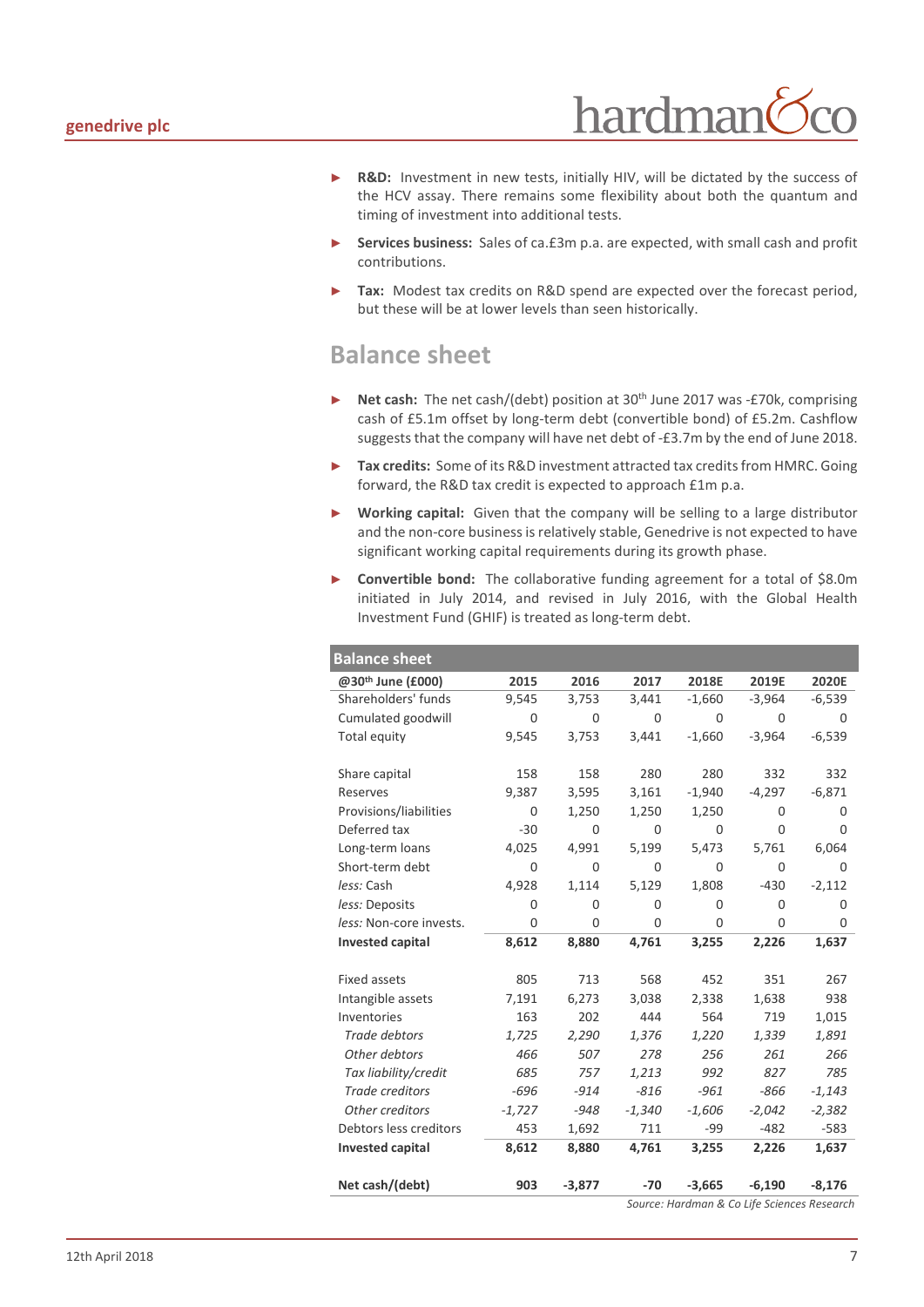- **R&D:** Investment in new tests, initially HIV, will be dictated by the success of the HCV assay. There remains some flexibility about both the quantum and timing of investment into additional tests.
- **Services business:** Sales of ca.£3m p.a. are expected, with small cash and profit contributions.
- **Tax:** Modest tax credits on R&D spend are expected over the forecast period, but these will be at lower levels than seen historically.

## Balance sheet

- **Net cash:** The net cash/(debt) position at 30th June 2017 was -£70k, comprising cash of £5.1m offset by long-term debt (convertible bond) of £5.2m. Cashflow suggests that the company will have net debt of -£3.7m by the end of June 2018.
- **Tax credits:** Some of its R&D investment attracted tax credits from HMRC. Going forward, the R&D tax credit is expected to approach £1m p.a.
- **Working capital:** Given that the company will be selling to a large distributor and the non-core business is relatively stable, Genedrive is not expected to have significant working capital requirements during its growth phase.
- **Convertible bond:** The collaborative funding agreement for a total of $8.0m initiated in July 2014, and revised in July 2016, with the Global Health Investment Fund (GHIF) is treated as long-term debt.

**Balance sheet**

| @30th June (£000) | 2015 | 2016 | 2017 | 2018E | 2019E | 2020E |
|---|---|---|---|---|---|---|
| Shareholders' funds | 9,545 | 3,753 | 3,441 | -1,660 | -3,964 | -6,539 |
| Cumulated goodwill | 0 | 0 | 0 | 0 | 0 | 0 |
| Total equity | 9,545 | 3,753 | 3,441 | -1,660 | -3,964 | -6,539 |
| | | | | | | |
| Share capital | 158 | 158 | 280 | 280 | 332 | 332 |
| Reserves | 9,387 | 3,595 | 3,161 | -1,940 | -4,297 | -6,871 |
| Provisions/liabilities | 0 | 1,250 | 1,250 | 1,250 | 0 | 0 |
| Deferred tax | -30 | 0 | 0 | 0 | 0 | 0 |
| Long-term loans | 4,025 | 4,991 | 5,199 | 5,473 | 5,761 | 6,064 |
| Short-term debt | 0 | 0 | 0 | 0 | 0 | 0 |
| *less:* Cash | 4,928 | 1,114 | 5,129 | 1,808 | -430 | -2,112 |
| *less:* Deposits | 0 | 0 | 0 | 0 | 0 | 0 |
| *less:* Non-core invests. | 0 | 0 | 0 | 0 | 0 | 0 |
| **Invested capital** | **8,612** | **8,880** | **4,761** | **3,255** | **2,226** | **1,637** |
| | | | | | | |
| Fixed assets | 805 | 713 | 568 | 452 | 351 | 267 |
| Intangible assets | 7,191 | 6,273 | 3,038 | 2,338 | 1,638 | 938 |
| Inventories | 163 | 202 | 444 | 564 | 719 | 1,015 |
| *Trade debtors* | *1,725* | *2,290* | *1,376* | *1,220* | *1,339* | *1,891* |
| *Other debtors* | *466* | *507* | *278* | *256* | *261* | *266* |
| *Tax liability/credit* | *685* | *757* | *1,213* | *992* | *827* | *785* |
| *Trade creditors* | *-696* | *-914* | *-816* | *-961* | *-866* | *-1,143* |
| *Other creditors* | *-1,727* | *-948* | *-1,340* | *-1,606* | *-2,042* | *-2,382* |
| Debtors less creditors | 453 | 1,692 | 711 | -99 | -482 | -583 |
| **Invested capital** | **8,612** | **8,880** | **4,761** | **3,255** | **2,226** | **1,637** |
| | | | | | | |
| **Net cash/(debt)** | **903** | **-3,877** | **-70** | **-3,665** | **-6,190** | **-8,176** |

*Source: Hardman & Co Life Sciences Research*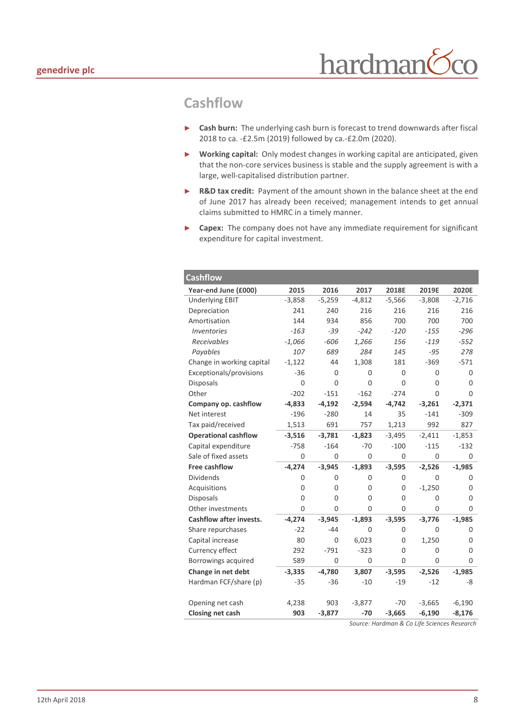## Cashflow

- **Cash burn:** The underlying cash burn is forecast to trend downwards after fiscal 2018 to ca. -£2.5m (2019) followed by ca.-£2.0m (2020).
- **Working capital:** Only modest changes in working capital are anticipated, given that the non-core services business is stable and the supply agreement is with a large, well-capitalised distribution partner.
- **R&D tax credit:** Payment of the amount shown in the balance sheet at the end of June 2017 has already been received; management intends to get annual claims submitted to HMRC in a timely manner.
- **Capex:** The company does not have any immediate requirement for significant expenditure for capital investment.

**Cashflow**

| Year-end June (£000) | 2015 | 2016 | 2017 | 2018E | 2019E | 2020E |
|---|---|---|---|---|---|---|
| Underlying EBIT | -3,858 | -5,259 | -4,812 | -5,566 | -3,808 | -2,716 |
| Depreciation | 241 | 240 | 216 | 216 | 216 | 216 |
| Amortisation | 144 | 934 | 856 | 700 | 700 | 700 |
| *Inventories* | *-163* | *-39* | *-242* | *-120* | *-155* | *-296* |
| *Receivables* | *-1,066* | *-606* | *1,266* | *156* | *-119* | *-552* |
| *Payables* | *107* | *689* | *284* | *145* | *-95* | *278* |
| Change in working capital | -1,122 | 44 | 1,308 | 181 | -369 | -571 |
| Exceptionals/provisions | -36 | 0 | 0 | 0 | 0 | 0 |
| Disposals | 0 | 0 | 0 | 0 | 0 | 0 |
| Other | -202 | -151 | -162 | -274 | 0 | 0 |
| **Company op. cashflow** | **-4,833** | **-4,192** | **-2,594** | **-4,742** | **-3,261** | **-2,371** |
| Net interest | -196 | -280 | 14 | 35 | -141 | -309 |
| Tax paid/received | 1,513 | 691 | 757 | 1,213 | 992 | 827 |
| **Operational cashflow** | **-3,516** | **-3,781** | **-1,823** | -3,495 | -2,411 | -1,853 |
| Capital expenditure | -758 | -164 | -70 | -100 | -115 | -132 |
| Sale of fixed assets | 0 | 0 | 0 | 0 | 0 | 0 |
| **Free cashflow** | **-4,274** | **-3,945** | **-1,893** | **-3,595** | **-2,526** | **-1,985** |
| Dividends | 0 | 0 | 0 | 0 | 0 | 0 |
| Acquisitions | 0 | 0 | 0 | 0 | -1,250 | 0 |
| Disposals | 0 | 0 | 0 | 0 | 0 | 0 |
| Other investments | 0 | 0 | 0 | 0 | 0 | 0 |
| **Cashflow after invests.** | **-4,274** | **-3,945** | **-1,893** | **-3,595** | **-3,776** | **-1,985** |
| Share repurchases | -22 | -44 | 0 | 0 | 0 | 0 |
| Capital increase | 80 | 0 | 6,023 | 0 | 1,250 | 0 |
| Currency effect | 292 | -791 | -323 | 0 | 0 | 0 |
| Borrowings acquired | 589 | 0 | 0 | 0 | 0 | 0 |
| **Change in net debt** | **-3,335** | **-4,780** | **3,807** | **-3,595** | **-2,526** | **-1,985** |
| Hardman FCF/share (p) | -35 | -36 | -10 | -19 | -12 | -8 |
| | | | | | | |
| Opening net cash | 4,238 | 903 | -3,877 | -70 | -3,665 | -6,190 |
| **Closing net cash** | **903** | **-3,877** | **-70** | **-3,665** | **-6,190** | **-8,176** |

*Source: Hardman & Co Life Sciences Research*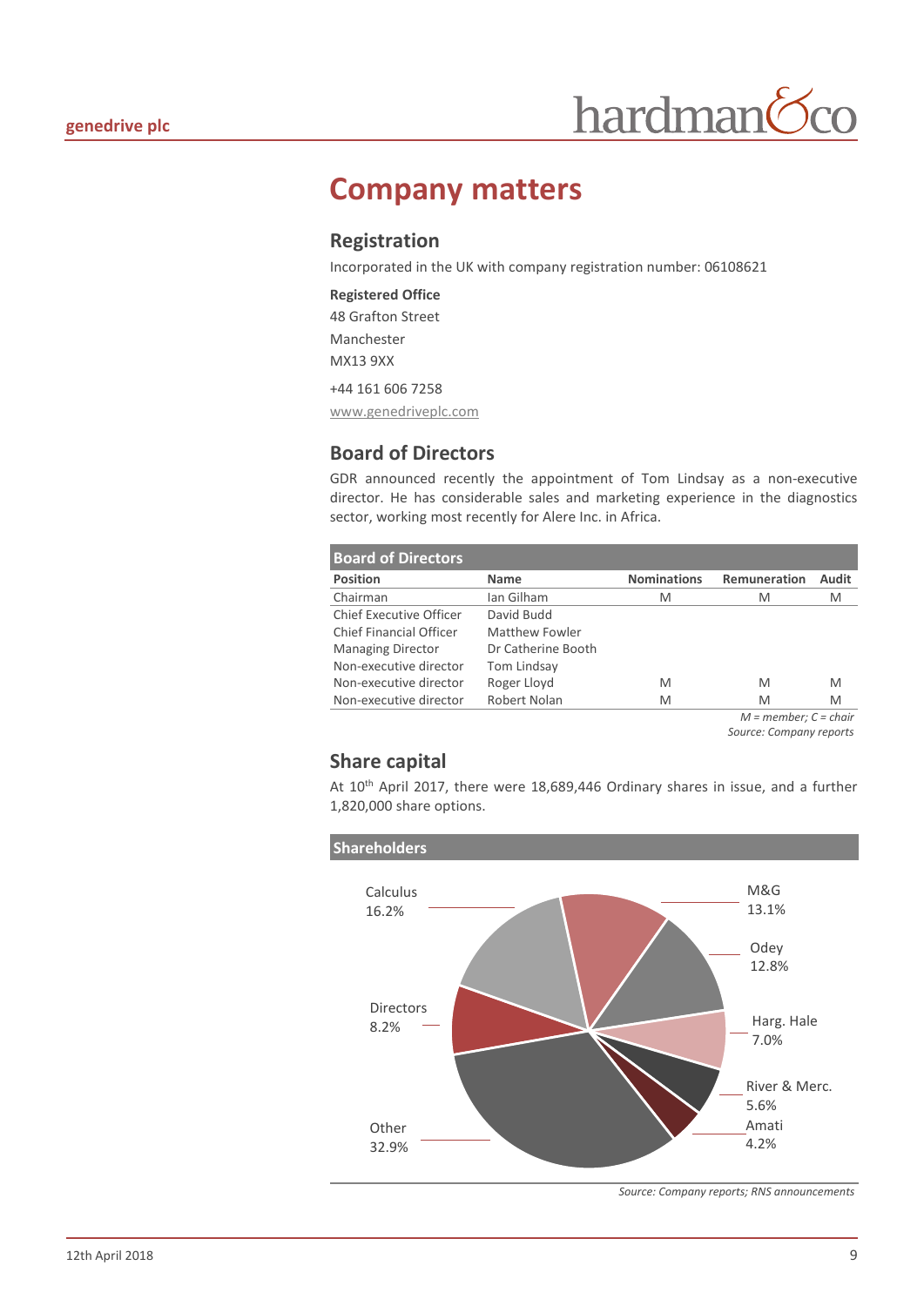# Company matters

## Registration

Incorporated in the UK with company registration number: 06108621

**Registered Office**

48 Grafton Street

Manchester

MX13 9XX

+44 161 606 7258

www.genedriveplc.com

## Board of Directors

GDR announced recently the appointment of Tom Lindsay as a non-executive director. He has considerable sales and marketing experience in the diagnostics sector, working most recently for Alere Inc. in Africa.

**Board of Directors**

| Position | Name | Nominations | Remuneration | Audit |
|---|---|---|---|---|
| Chairman | Ian Gilham | M | M | M |
| Chief Executive Officer | David Budd | | | |
| Chief Financial Officer | Matthew Fowler | | | |
| Managing Director | Dr Catherine Booth | | | |
| Non-executive director | Tom Lindsay | | | |
| Non-executive director | Roger Lloyd | M | M | M |
| Non-executive director | Robert Nolan | M | M | M |

*M = member; C = chair*

*Source: Company reports*

## Share capital

At 10th April 2017, there were 18,689,446 Ordinary shares in issue, and a further 1,820,000 share options.

**Shareholders**

| Shareholder | % |
|---|---|
| Calculus | 16.2% |
| M&G | 13.1% |
| Odey | 12.8% |
| Harg. Hale | 7.0% |
| River & Merc. | 5.6% |
| Amati | 4.2% |
| Other | 32.9% |
| Directors | 8.2% |

*Source: Company reports; RNS announcements*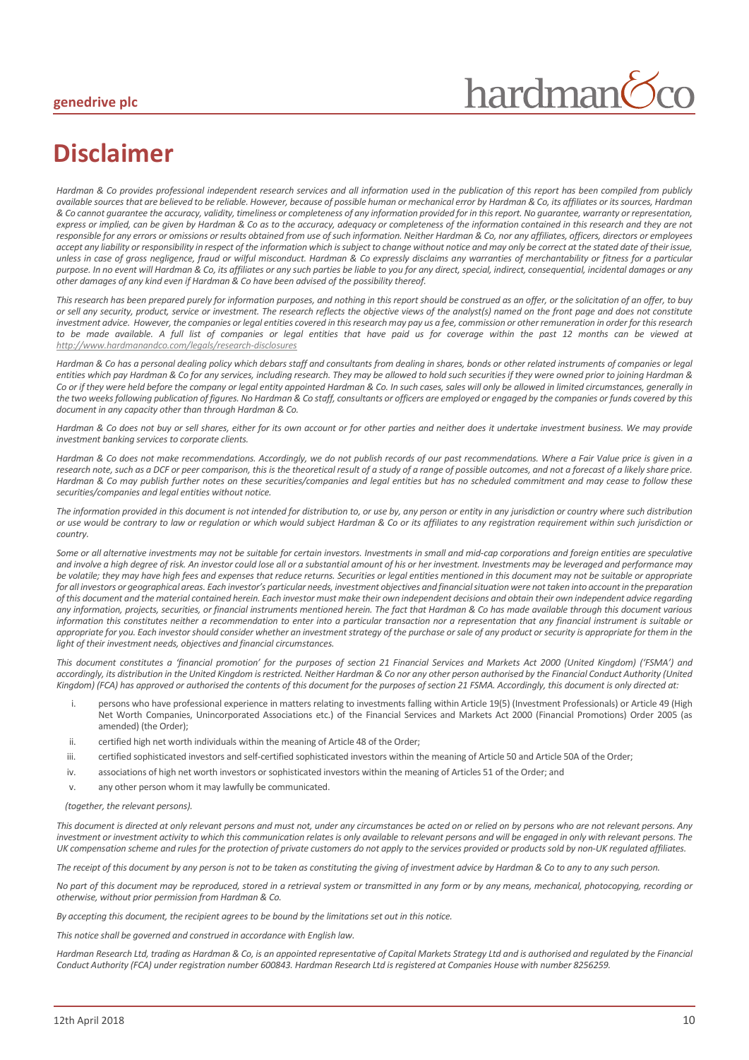# Disclaimer

*Hardman & Co provides professional independent research services and all information used in the publication of this report has been compiled from publicly available sources that are believed to be reliable. However, because of possible human or mechanical error by Hardman & Co, its affiliates or its sources, Hardman & Co cannot guarantee the accuracy, validity, timeliness or completeness of any information provided for in this report. No guarantee, warranty or representation, express or implied, can be given by Hardman & Co as to the accuracy, adequacy or completeness of the information contained in this research and they are not responsible for any errors or omissions or results obtained from use of such information. Neither Hardman & Co, nor any affiliates, officers, directors or employees accept any liability or responsibility in respect of the information which is subject to change without notice and may only be correct at the stated date of their issue, unless in case of gross negligence, fraud or wilful misconduct. Hardman & Co expressly disclaims any warranties of merchantability or fitness for a particular purpose. In no event will Hardman & Co, its affiliates or any such parties be liable to you for any direct, special, indirect, consequential, incidental damages or any other damages of any kind even if Hardman & Co have been advised of the possibility thereof.*

*This research has been prepared purely for information purposes, and nothing in this report should be construed as an offer, or the solicitation of an offer, to buy or sell any security, product, service or investment. The research reflects the objective views of the analyst(s) named on the front page and does not constitute investment advice. However, the companies or legal entities covered in this research may pay us a fee, commission or other remuneration in order for this research to be made available. A full list of companies or legal entities that have paid us for coverage within the past 12 months can be viewed at http://www.hardmanandco.com/legals/research-disclosures*

*Hardman & Co has a personal dealing policy which debars staff and consultants from dealing in shares, bonds or other related instruments of companies or legal entities which pay Hardman & Co for any services, including research. They may be allowed to hold such securities if they were owned prior to joining Hardman & Co or if they were held before the company or legal entity appointed Hardman & Co. In such cases, sales will only be allowed in limited circumstances, generally in the two weeks following publication of figures. No Hardman & Co staff, consultants or officers are employed or engaged by the companies or funds covered by this document in any capacity other than through Hardman & Co.*

*Hardman & Co does not buy or sell shares, either for its own account or for other parties and neither does it undertake investment business. We may provide investment banking services to corporate clients.*

*Hardman & Co does not make recommendations. Accordingly, we do not publish records of our past recommendations. Where a Fair Value price is given in a research note, such as a DCF or peer comparison, this is the theoretical result of a study of a range of possible outcomes, and not a forecast of a likely share price. Hardman & Co may publish further notes on these securities/companies and legal entities but has no scheduled commitment and may cease to follow these securities/companies and legal entities without notice.*

*The information provided in this document is not intended for distribution to, or use by, any person or entity in any jurisdiction or country where such distribution or use would be contrary to law or regulation or which would subject Hardman & Co or its affiliates to any registration requirement within such jurisdiction or country.*

*Some or all alternative investments may not be suitable for certain investors. Investments in small and mid-cap corporations and foreign entities are speculative and involve a high degree of risk. An investor could lose all or a substantial amount of his or her investment. Investments may be leveraged and performance may be volatile; they may have high fees and expenses that reduce returns. Securities or legal entities mentioned in this document may not be suitable or appropriate for all investors or geographical areas. Each investor's particular needs, investment objectives and financial situation were not taken into account in the preparation of this document and the material contained herein. Each investor must make their own independent decisions and obtain their own independent advice regarding any information, projects, securities, or financial instruments mentioned herein. The fact that Hardman & Co has made available through this document various information this constitutes neither a recommendation to enter into a particular transaction nor a representation that any financial instrument is suitable or appropriate for you. Each investor should consider whether an investment strategy of the purchase or sale of any product or security is appropriate for them in the light of their investment needs, objectives and financial circumstances.*

*This document constitutes a 'financial promotion' for the purposes of section 21 Financial Services and Markets Act 2000 (United Kingdom) ('FSMA') and accordingly, its distribution in the United Kingdom is restricted. Neither Hardman & Co nor any other person authorised by the Financial Conduct Authority (United Kingdom) (FCA) has approved or authorised the contents of this document for the purposes of section 21 FSMA. Accordingly, this document is only directed at:*

i. persons who have professional experience in matters relating to investments falling within Article 19(5) (Investment Professionals) or Article 49 (High Net Worth Companies, Unincorporated Associations etc.) of the Financial Services and Markets Act 2000 (Financial Promotions) Order 2005 (as amended) (the Order);
ii. certified high net worth individuals within the meaning of Article 48 of the Order;
iii. certified sophisticated investors and self-certified sophisticated investors within the meaning of Article 50 and Article 50A of the Order;
iv. associations of high net worth investors or sophisticated investors within the meaning of Articles 51 of the Order; and
v. any other person whom it may lawfully be communicated.

*(together, the relevant persons).*

*This document is directed at only relevant persons and must not, under any circumstances be acted on or relied on by persons who are not relevant persons. Any investment or investment activity to which this communication relates is only available to relevant persons and will be engaged in only with relevant persons. The UK compensation scheme and rules for the protection of private customers do not apply to the services provided or products sold by non-UK regulated affiliates.*

*The receipt of this document by any person is not to be taken as constituting the giving of investment advice by Hardman & Co to any to any such person.*

*No part of this document may be reproduced, stored in a retrieval system or transmitted in any form or by any means, mechanical, photocopying, recording or otherwise, without prior permission from Hardman & Co.*

*By accepting this document, the recipient agrees to be bound by the limitations set out in this notice.*

*This notice shall be governed and construed in accordance with English law.*

*Hardman Research Ltd, trading as Hardman & Co, is an appointed representative of Capital Markets Strategy Ltd and is authorised and regulated by the Financial Conduct Authority (FCA) under registration number 600843. Hardman Research Ltd is registered at Companies House with number 8256259.*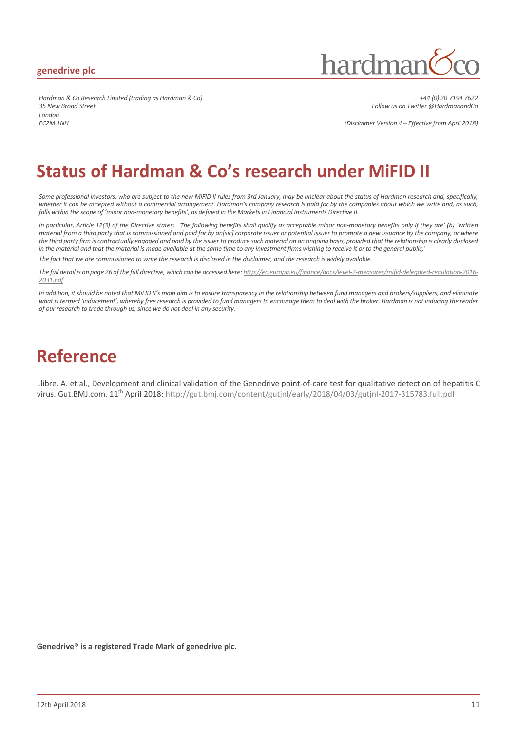*Hardman & Co Research Limited (trading as Hardman & Co)*
*35 New Broad Street*
*London*
*EC2M 1NH*

*+44 (0) 20 7194 7622*
*Follow us on Twitter @HardmanandCo*

*(Disclaimer Version 4 – Effective from April 2018)*

# Status of Hardman & Co's research under MiFID II

*Some professional investors, who are subject to the new MiFID II rules from 3rd January, may be unclear about the status of Hardman research and, specifically, whether it can be accepted without a commercial arrangement. Hardman's company research is paid for by the companies about which we write and, as such, falls within the scope of 'minor non-monetary benefits', as defined in the Markets in Financial Instruments Directive II.*

*In particular, Article 12(3) of the Directive states: 'The following benefits shall qualify as acceptable minor non-monetary benefits only if they are' (b) 'written material from a third party that is commissioned and paid for by an[sic] corporate issuer or potential issuer to promote a new issuance by the company, or where the third party firm is contractually engaged and paid by the issuer to produce such material on an ongoing basis, provided that the relationship is clearly disclosed in the material and that the material is made available at the same time to any investment firms wishing to receive it or to the general public;'*

*The fact that we are commissioned to write the research is disclosed in the disclaimer, and the research is widely available.*

*The full detail is on page 26 of the full directive, which can be accessed here: http://ec.europa.eu/finance/docs/level-2-measures/mifid-delegated-regulation-2016-2031.pdf*

*In addition, it should be noted that MiFID II's main aim is to ensure transparency in the relationship between fund managers and brokers/suppliers, and eliminate what is termed 'inducement', whereby free research is provided to fund managers to encourage them to deal with the broker. Hardman is not inducing the reader of our research to trade through us, since we do not deal in any security.*

# Reference

Llibre, A. et al., Development and clinical validation of the Genedrive point-of-care test for qualitative detection of hepatitis C virus. Gut.BMJ.com. 11th April 2018: http://gut.bmj.com/content/gutjnl/early/2018/04/03/gutjnl-2017-315783.full.pdf

**Genedrive® is a registered Trade Mark of genedrive plc.**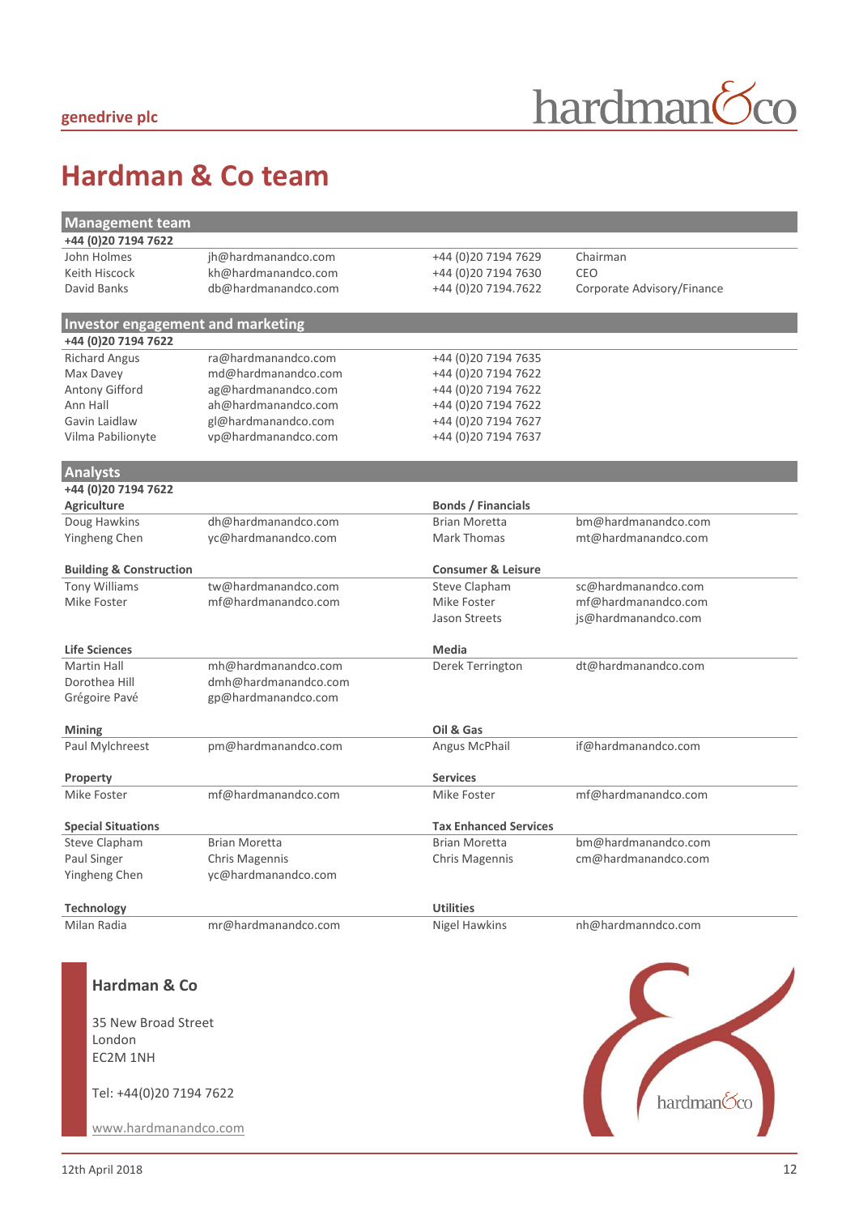# Hardman & Co team

## Management team

**+44 (0)20 7194 7622**

| | | | |
|---|---|---|---|
| John Holmes | jh@hardmanandco.com | +44 (0)20 7194 7629 | Chairman |
| Keith Hiscock | kh@hardmanandco.com | +44 (0)20 7194 7630 | CEO |
| David Banks | db@hardmanandco.com | +44 (0)20 7194.7622 | Corporate Advisory/Finance |

## Investor engagement and marketing

**+44 (0)20 7194 7622**

| | | |
|---|---|---|
| Richard Angus | ra@hardmanandco.com | +44 (0)20 7194 7635 |
| Max Davey | md@hardmanandco.com | +44 (0)20 7194 7622 |
| Antony Gifford | ag@hardmanandco.com | +44 (0)20 7194 7622 |
| Ann Hall | ah@hardmanandco.com | +44 (0)20 7194 7622 |
| Gavin Laidlaw | gl@hardmanandco.com | +44 (0)20 7194 7627 |
| Vilma Pabilionyte | vp@hardmanandco.com | +44 (0)20 7194 7637 |

## Analysts

**+44 (0)20 7194 7622**

**Agriculture**

| | |
|---|---|
| Doug Hawkins | dh@hardmanandco.com |
| Yingheng Chen | yc@hardmanandco.com |

**Bonds / Financials**

| | |
|---|---|
| Brian Moretta | bm@hardmanandco.com |
| Mark Thomas | mt@hardmanandco.com |

**Building & Construction**

| | |
|---|---|
| Tony Williams | tw@hardmanandco.com |
| Mike Foster | mf@hardmanandco.com |

**Consumer & Leisure**

| | |
|---|---|
| Steve Clapham | sc@hardmanandco.com |
| Mike Foster | mf@hardmanandco.com |
| Jason Streets | js@hardmanandco.com |

**Life Sciences**

| | |
|---|---|
| Martin Hall | mh@hardmanandco.com |
| Dorothea Hill | dmh@hardmanandco.com |
| Grégoire Pavé | gp@hardmanandco.com |

**Media**

| | |
|---|---|
| Derek Terrington | dt@hardmanandco.com |

**Mining**

| | |
|---|---|
| Paul Mylchreest | pm@hardmanandco.com |

**Oil & Gas**

| | |
|---|---|
| Angus McPhail | if@hardmanandco.com |

**Property**

| | |
|---|---|
| Mike Foster | mf@hardmanandco.com |

**Services**

| | |
|---|---|
| Mike Foster | mf@hardmanandco.com |

**Special Situations**

| | |
|---|---|
| Steve Clapham | Brian Moretta |
| Paul Singer | Chris Magennis |
| Yingheng Chen | yc@hardmanandco.com |

**Tax Enhanced Services**

| | |
|---|---|
| Brian Moretta | bm@hardmanandco.com |
| Chris Magennis | cm@hardmanandco.com |

**Technology**

| | |
|---|---|
| Milan Radia | mr@hardmanandco.com |

**Utilities**

| | |
|---|---|
| Nigel Hawkins | nh@hardmanndco.com |

**Hardman & Co**

35 New Broad Street
London
EC2M 1NH

Tel: +44(0)20 7194 7622

www.hardmanandco.com